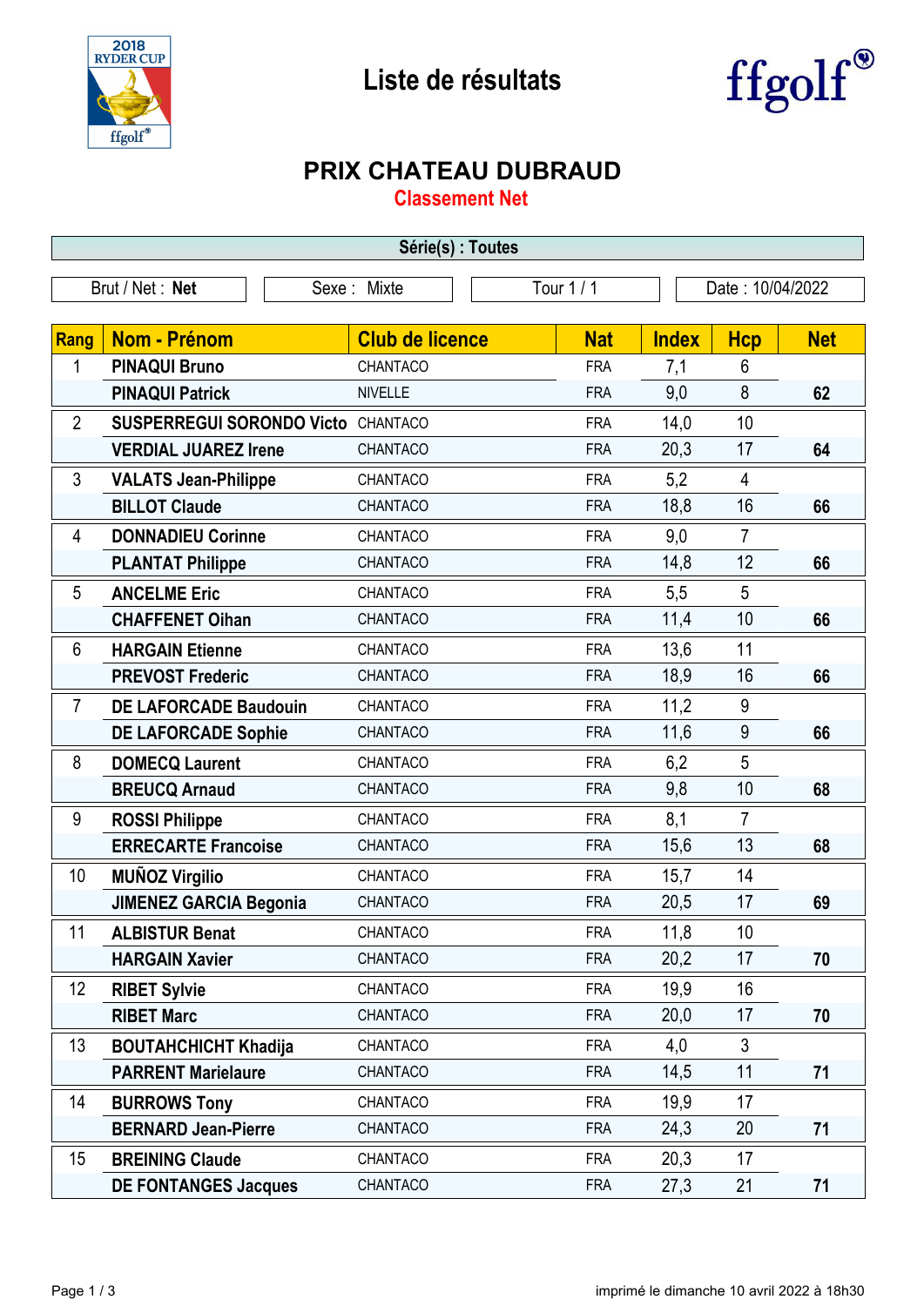# Liste de résultats

## PRIX CHATEAU DUBRAUD

### Classement Net

**Série(s) : Toutes**

Brut / Net : **Net** | Sexe : Mixte | Tour 1 / 1 | Date : 10/04/2022

| Rang | Nom - Prénom | Club de licence | Nat | Index | Hcp | Net |
|---|---|---|---|---|---|---|
| 1 | **PINAQUI Bruno** | CHANTACO | FRA | 7,1 | 6 | |
| | **PINAQUI Patrick** | NIVELLE | FRA | 9,0 | 8 | **62** |
| 2 | **SUSPERREGUI SORONDO Victo** | CHANTACO | FRA | 14,0 | 10 | |
| | **VERDIAL JUAREZ Irene** | CHANTACO | FRA | 20,3 | 17 | **64** |
| 3 | **VALATS Jean-Philippe** | CHANTACO | FRA | 5,2 | 4 | |
| | **BILLOT Claude** | CHANTACO | FRA | 18,8 | 16 | **66** |
| 4 | **DONNADIEU Corinne** | CHANTACO | FRA | 9,0 | 7 | |
| | **PLANTAT Philippe** | CHANTACO | FRA | 14,8 | 12 | **66** |
| 5 | **ANCELME Eric** | CHANTACO | FRA | 5,5 | 5 | |
| | **CHAFFENET Oihan** | CHANTACO | FRA | 11,4 | 10 | **66** |
| 6 | **HARGAIN Etienne** | CHANTACO | FRA | 13,6 | 11 | |
| | **PREVOST Frederic** | CHANTACO | FRA | 18,9 | 16 | **66** |
| 7 | **DE LAFORCADE Baudouin** | CHANTACO | FRA | 11,2 | 9 | |
| | **DE LAFORCADE Sophie** | CHANTACO | FRA | 11,6 | 9 | **66** |
| 8 | **DOMECQ Laurent** | CHANTACO | FRA | 6,2 | 5 | |
| | **BREUCQ Arnaud** | CHANTACO | FRA | 9,8 | 10 | **68** |
| 9 | **ROSSI Philippe** | CHANTACO | FRA | 8,1 | 7 | |
| | **ERRECARTE Francoise** | CHANTACO | FRA | 15,6 | 13 | **68** |
| 10 | **MUÑOZ Virgilio** | CHANTACO | FRA | 15,7 | 14 | |
| | **JIMENEZ GARCIA Begonia** | CHANTACO | FRA | 20,5 | 17 | **69** |
| 11 | **ALBISTUR Benat** | CHANTACO | FRA | 11,8 | 10 | |
| | **HARGAIN Xavier** | CHANTACO | FRA | 20,2 | 17 | **70** |
| 12 | **RIBET Sylvie** | CHANTACO | FRA | 19,9 | 16 | |
| | **RIBET Marc** | CHANTACO | FRA | 20,0 | 17 | **70** |
| 13 | **BOUTAHCHICHT Khadija** | CHANTACO | FRA | 4,0 | 3 | |
| | **PARRENT Marielaure** | CHANTACO | FRA | 14,5 | 11 | **71** |
| 14 | **BURROWS Tony** | CHANTACO | FRA | 19,9 | 17 | |
| | **BERNARD Jean-Pierre** | CHANTACO | FRA | 24,3 | 20 | **71** |
| 15 | **BREINING Claude** | CHANTACO | FRA | 20,3 | 17 | |
| | **DE FONTANGES Jacques** | CHANTACO | FRA | 27,3 | 21 | **71** |

imprimé le dimanche 10 avril 2022 à 18h30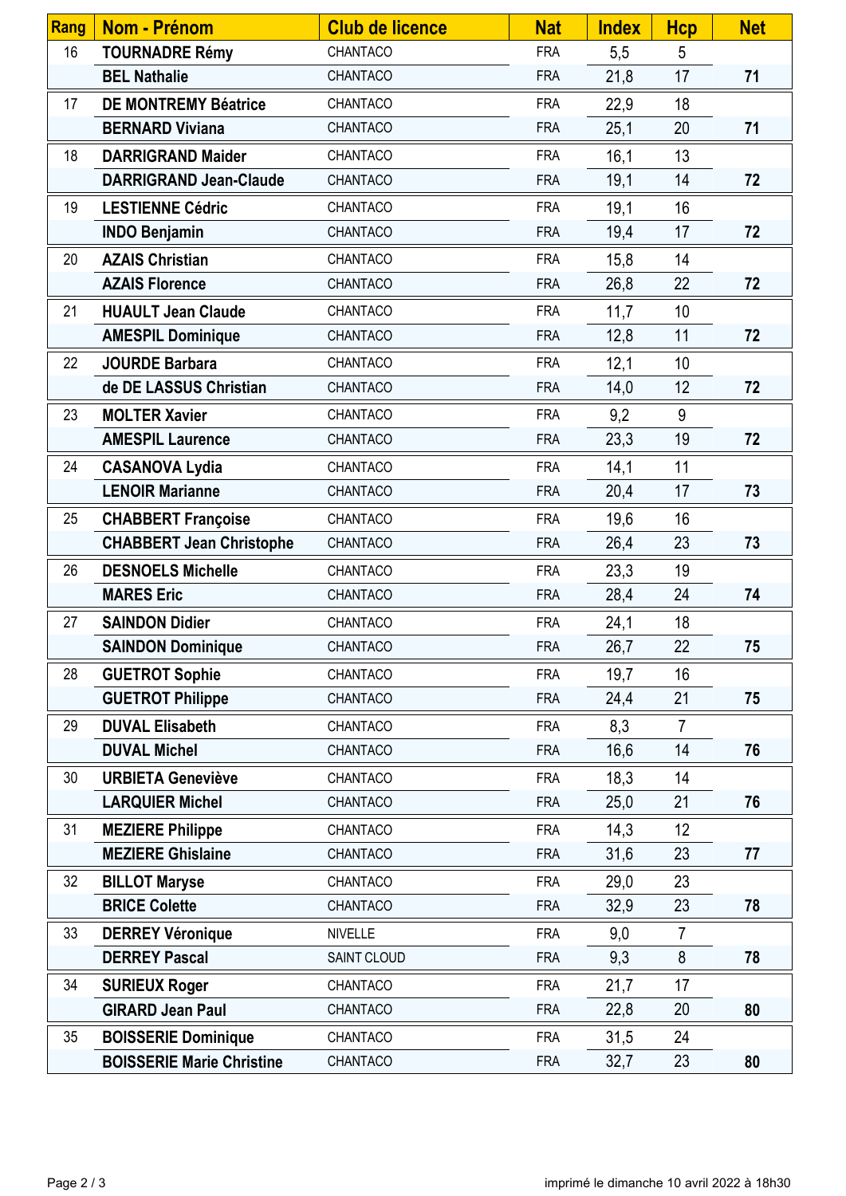| Rang | Nom - Prénom | Club de licence | Nat | Index | Hcp | Net |
|---|---|---|---|---|---|---|
| 16 | **TOURNADRE Rémy** | CHANTACO | FRA | 5,5 | 5 | |
| | **BEL Nathalie** | CHANTACO | FRA | 21,8 | 17 | **71** |
| 17 | **DE MONTREMY Béatrice** | CHANTACO | FRA | 22,9 | 18 | |
| | **BERNARD Viviana** | CHANTACO | FRA | 25,1 | 20 | **71** |
| 18 | **DARRIGRAND Maider** | CHANTACO | FRA | 16,1 | 13 | |
| | **DARRIGRAND Jean-Claude** | CHANTACO | FRA | 19,1 | 14 | **72** |
| 19 | **LESTIENNE Cédric** | CHANTACO | FRA | 19,1 | 16 | |
| | **INDO Benjamin** | CHANTACO | FRA | 19,4 | 17 | **72** |
| 20 | **AZAIS Christian** | CHANTACO | FRA | 15,8 | 14 | |
| | **AZAIS Florence** | CHANTACO | FRA | 26,8 | 22 | **72** |
| 21 | **HUAULT Jean Claude** | CHANTACO | FRA | 11,7 | 10 | |
| | **AMESPIL Dominique** | CHANTACO | FRA | 12,8 | 11 | **72** |
| 22 | **JOURDE Barbara** | CHANTACO | FRA | 12,1 | 10 | |
| | **de DE LASSUS Christian** | CHANTACO | FRA | 14,0 | 12 | **72** |
| 23 | **MOLTER Xavier** | CHANTACO | FRA | 9,2 | 9 | |
| | **AMESPIL Laurence** | CHANTACO | FRA | 23,3 | 19 | **72** |
| 24 | **CASANOVA Lydia** | CHANTACO | FRA | 14,1 | 11 | |
| | **LENOIR Marianne** | CHANTACO | FRA | 20,4 | 17 | **73** |
| 25 | **CHABBERT Françoise** | CHANTACO | FRA | 19,6 | 16 | |
| | **CHABBERT Jean Christophe** | CHANTACO | FRA | 26,4 | 23 | **73** |
| 26 | **DESNOELS Michelle** | CHANTACO | FRA | 23,3 | 19 | |
| | **MARES Eric** | CHANTACO | FRA | 28,4 | 24 | **74** |
| 27 | **SAINDON Didier** | CHANTACO | FRA | 24,1 | 18 | |
| | **SAINDON Dominique** | CHANTACO | FRA | 26,7 | 22 | **75** |
| 28 | **GUETROT Sophie** | CHANTACO | FRA | 19,7 | 16 | |
| | **GUETROT Philippe** | CHANTACO | FRA | 24,4 | 21 | **75** |
| 29 | **DUVAL Elisabeth** | CHANTACO | FRA | 8,3 | 7 | |
| | **DUVAL Michel** | CHANTACO | FRA | 16,6 | 14 | **76** |
| 30 | **URBIETA Geneviève** | CHANTACO | FRA | 18,3 | 14 | |
| | **LARQUIER Michel** | CHANTACO | FRA | 25,0 | 21 | **76** |
| 31 | **MEZIERE Philippe** | CHANTACO | FRA | 14,3 | 12 | |
| | **MEZIERE Ghislaine** | CHANTACO | FRA | 31,6 | 23 | **77** |
| 32 | **BILLOT Maryse** | CHANTACO | FRA | 29,0 | 23 | |
| | **BRICE Colette** | CHANTACO | FRA | 32,9 | 23 | **78** |
| 33 | **DERREY Véronique** | NIVELLE | FRA | 9,0 | 7 | |
| | **DERREY Pascal** | SAINT CLOUD | FRA | 9,3 | 8 | **78** |
| 34 | **SURIEUX Roger** | CHANTACO | FRA | 21,7 | 17 | |
| | **GIRARD Jean Paul** | CHANTACO | FRA | 22,8 | 20 | **80** |
| 35 | **BOISSERIE Dominique** | CHANTACO | FRA | 31,5 | 24 | |
| | **BOISSERIE Marie Christine** | CHANTACO | FRA | 32,7 | 23 | **80** |

imprimé le dimanche 10 avril 2022 à 18h30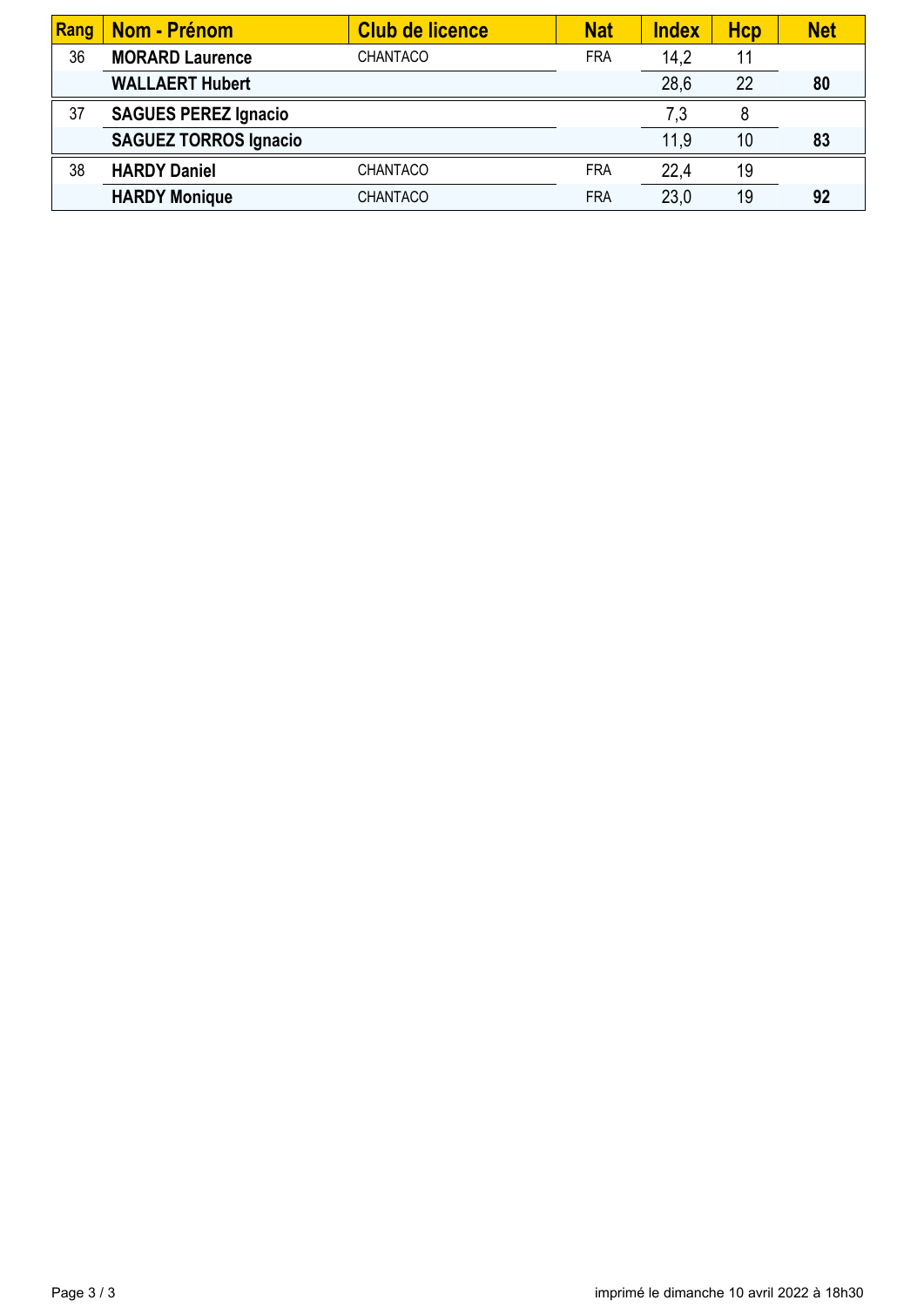| Rang | Nom - Prénom | Club de licence | Nat | Index | Hcp | Net |
|---|---|---|---|---|---|---|
| 36 | **MORARD Laurence** | CHANTACO | FRA | 14,2 | 11 | |
| | **WALLAERT Hubert** | | | 28,6 | 22 | **80** |
| 37 | **SAGUES PEREZ Ignacio** | | | 7,3 | 8 | |
| | **SAGUEZ TORROS Ignacio** | | | 11,9 | 10 | **83** |
| 38 | **HARDY Daniel** | CHANTACO | FRA | 22,4 | 19 | |
| | **HARDY Monique** | CHANTACO | FRA | 23,0 | 19 | **92** |

imprimé le dimanche 10 avril 2022 à 18h30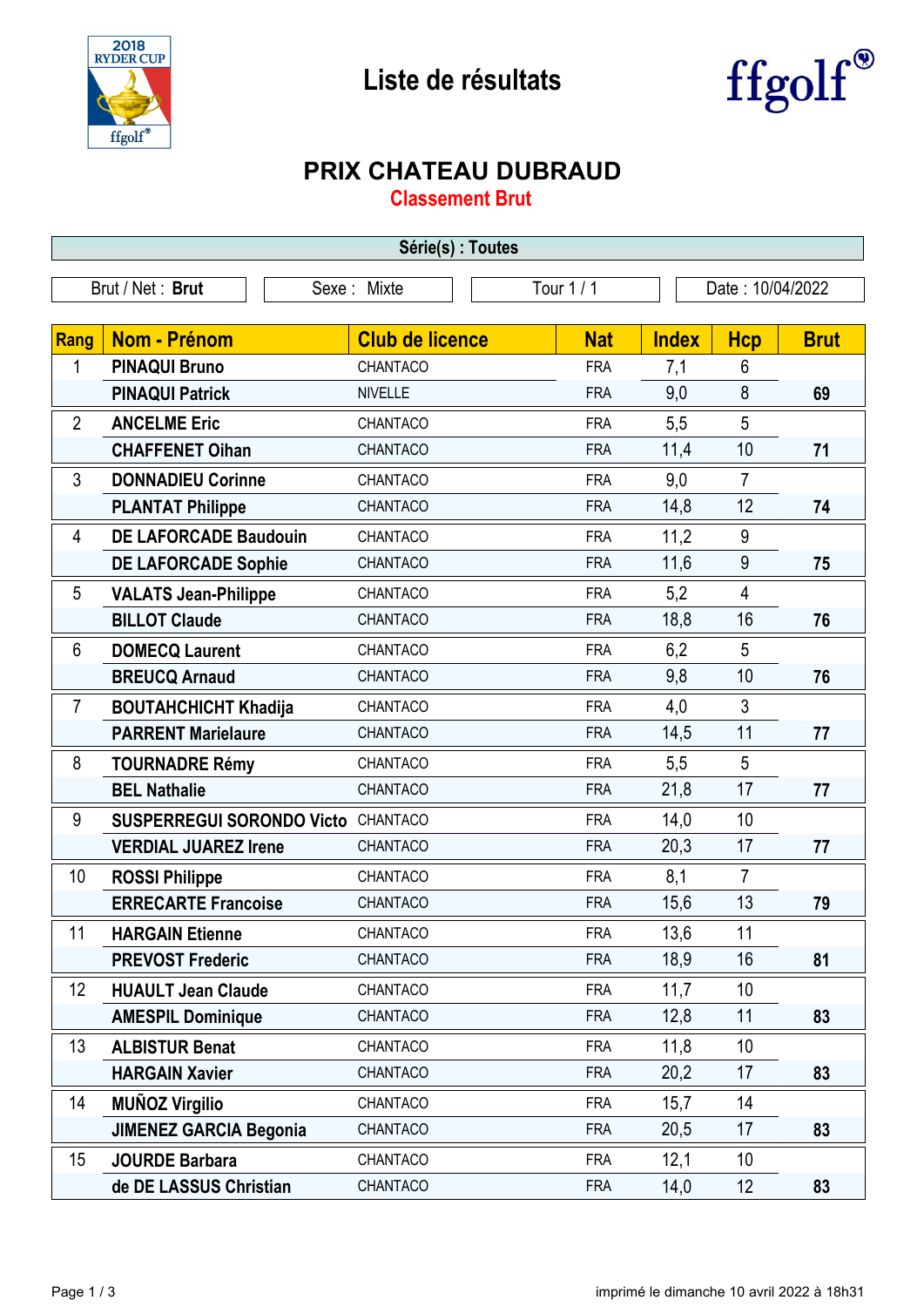# Liste de résultats

## PRIX CHATEAU DUBRAUD

### Classement Brut

**Série(s) : Toutes**

| Brut / Net : **Brut** | Sexe : Mixte | Tour 1 / 1 | Date : 10/04/2022 |
|---|---|---|---|

| Rang | Nom - Prénom | Club de licence | Nat | Index | Hcp | Brut |
|---|---|---|---|---|---|---|
| 1 | **PINAQUI Bruno** | CHANTACO | FRA | 7,1 | 6 | |
| | **PINAQUI Patrick** | NIVELLE | FRA | 9,0 | 8 | **69** |
| 2 | **ANCELME Eric** | CHANTACO | FRA | 5,5 | 5 | |
| | **CHAFFENET Oihan** | CHANTACO | FRA | 11,4 | 10 | **71** |
| 3 | **DONNADIEU Corinne** | CHANTACO | FRA | 9,0 | 7 | |
| | **PLANTAT Philippe** | CHANTACO | FRA | 14,8 | 12 | **74** |
| 4 | **DE LAFORCADE Baudouin** | CHANTACO | FRA | 11,2 | 9 | |
| | **DE LAFORCADE Sophie** | CHANTACO | FRA | 11,6 | 9 | **75** |
| 5 | **VALATS Jean-Philippe** | CHANTACO | FRA | 5,2 | 4 | |
| | **BILLOT Claude** | CHANTACO | FRA | 18,8 | 16 | **76** |
| 6 | **DOMECQ Laurent** | CHANTACO | FRA | 6,2 | 5 | |
| | **BREUCQ Arnaud** | CHANTACO | FRA | 9,8 | 10 | **76** |
| 7 | **BOUTAHCHICHT Khadija** | CHANTACO | FRA | 4,0 | 3 | |
| | **PARRENT Marielaure** | CHANTACO | FRA | 14,5 | 11 | **77** |
| 8 | **TOURNADRE Rémy** | CHANTACO | FRA | 5,5 | 5 | |
| | **BEL Nathalie** | CHANTACO | FRA | 21,8 | 17 | **77** |
| 9 | **SUSPERREGUI SORONDO Victo** | CHANTACO | FRA | 14,0 | 10 | |
| | **VERDIAL JUAREZ Irene** | CHANTACO | FRA | 20,3 | 17 | **77** |
| 10 | **ROSSI Philippe** | CHANTACO | FRA | 8,1 | 7 | |
| | **ERRECARTE Francoise** | CHANTACO | FRA | 15,6 | 13 | **79** |
| 11 | **HARGAIN Etienne** | CHANTACO | FRA | 13,6 | 11 | |
| | **PREVOST Frederic** | CHANTACO | FRA | 18,9 | 16 | **81** |
| 12 | **HUAULT Jean Claude** | CHANTACO | FRA | 11,7 | 10 | |
| | **AMESPIL Dominique** | CHANTACO | FRA | 12,8 | 11 | **83** |
| 13 | **ALBISTUR Benat** | CHANTACO | FRA | 11,8 | 10 | |
| | **HARGAIN Xavier** | CHANTACO | FRA | 20,2 | 17 | **83** |
| 14 | **MUÑOZ Virgilio** | CHANTACO | FRA | 15,7 | 14 | |
| | **JIMENEZ GARCIA Begonia** | CHANTACO | FRA | 20,5 | 17 | **83** |
| 15 | **JOURDE Barbara** | CHANTACO | FRA | 12,1 | 10 | |
| | **de DE LASSUS Christian** | CHANTACO | FRA | 14,0 | 12 | **83** |

imprimé le dimanche 10 avril 2022 à 18h31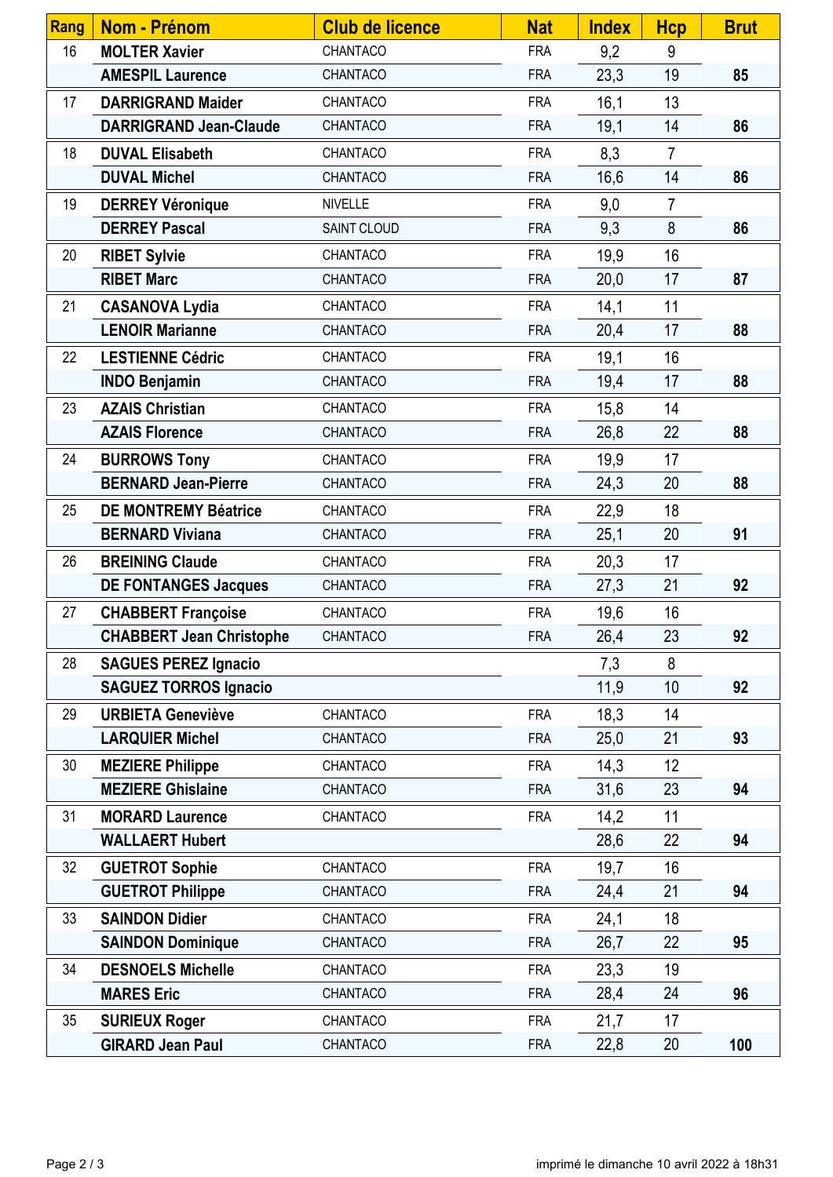| Rang | Nom - Prénom | Club de licence | Nat | Index | Hcp | Brut |
|---|---|---|---|---|---|---|
| 16 | **MOLTER Xavier** | CHANTACO | FRA | 9,2 | 9 | |
| | **AMESPIL Laurence** | CHANTACO | FRA | 23,3 | 19 | **85** |
| 17 | **DARRIGRAND Maider** | CHANTACO | FRA | 16,1 | 13 | |
| | **DARRIGRAND Jean-Claude** | CHANTACO | FRA | 19,1 | 14 | **86** |
| 18 | **DUVAL Elisabeth** | CHANTACO | FRA | 8,3 | 7 | |
| | **DUVAL Michel** | CHANTACO | FRA | 16,6 | 14 | **86** |
| 19 | **DERREY Véronique** | NIVELLE | FRA | 9,0 | 7 | |
| | **DERREY Pascal** | SAINT CLOUD | FRA | 9,3 | 8 | **86** |
| 20 | **RIBET Sylvie** | CHANTACO | FRA | 19,9 | 16 | |
| | **RIBET Marc** | CHANTACO | FRA | 20,0 | 17 | **87** |
| 21 | **CASANOVA Lydia** | CHANTACO | FRA | 14,1 | 11 | |
| | **LENOIR Marianne** | CHANTACO | FRA | 20,4 | 17 | **88** |
| 22 | **LESTIENNE Cédric** | CHANTACO | FRA | 19,1 | 16 | |
| | **INDO Benjamin** | CHANTACO | FRA | 19,4 | 17 | **88** |
| 23 | **AZAIS Christian** | CHANTACO | FRA | 15,8 | 14 | |
| | **AZAIS Florence** | CHANTACO | FRA | 26,8 | 22 | **88** |
| 24 | **BURROWS Tony** | CHANTACO | FRA | 19,9 | 17 | |
| | **BERNARD Jean-Pierre** | CHANTACO | FRA | 24,3 | 20 | **88** |
| 25 | **DE MONTREMY Béatrice** | CHANTACO | FRA | 22,9 | 18 | |
| | **BERNARD Viviana** | CHANTACO | FRA | 25,1 | 20 | **91** |
| 26 | **BREINING Claude** | CHANTACO | FRA | 20,3 | 17 | |
| | **DE FONTANGES Jacques** | CHANTACO | FRA | 27,3 | 21 | **92** |
| 27 | **CHABBERT Françoise** | CHANTACO | FRA | 19,6 | 16 | |
| | **CHABBERT Jean Christophe** | CHANTACO | FRA | 26,4 | 23 | **92** |
| 28 | **SAGUES PEREZ Ignacio** | | | 7,3 | 8 | |
| | **SAGUEZ TORROS Ignacio** | | | 11,9 | 10 | **92** |
| 29 | **URBIETA Geneviève** | CHANTACO | FRA | 18,3 | 14 | |
| | **LARQUIER Michel** | CHANTACO | FRA | 25,0 | 21 | **93** |
| 30 | **MEZIERE Philippe** | CHANTACO | FRA | 14,3 | 12 | |
| | **MEZIERE Ghislaine** | CHANTACO | FRA | 31,6 | 23 | **94** |
| 31 | **MORARD Laurence** | CHANTACO | FRA | 14,2 | 11 | |
| | **WALLAERT Hubert** | | | 28,6 | 22 | **94** |
| 32 | **GUETROT Sophie** | CHANTACO | FRA | 19,7 | 16 | |
| | **GUETROT Philippe** | CHANTACO | FRA | 24,4 | 21 | **94** |
| 33 | **SAINDON Didier** | CHANTACO | FRA | 24,1 | 18 | |
| | **SAINDON Dominique** | CHANTACO | FRA | 26,7 | 22 | **95** |
| 34 | **DESNOELS Michelle** | CHANTACO | FRA | 23,3 | 19 | |
| | **MARES Eric** | CHANTACO | FRA | 28,4 | 24 | **96** |
| 35 | **SURIEUX Roger** | CHANTACO | FRA | 21,7 | 17 | |
| | **GIRARD Jean Paul** | CHANTACO | FRA | 22,8 | 20 | **100** |

imprimé le dimanche 10 avril 2022 à 18h31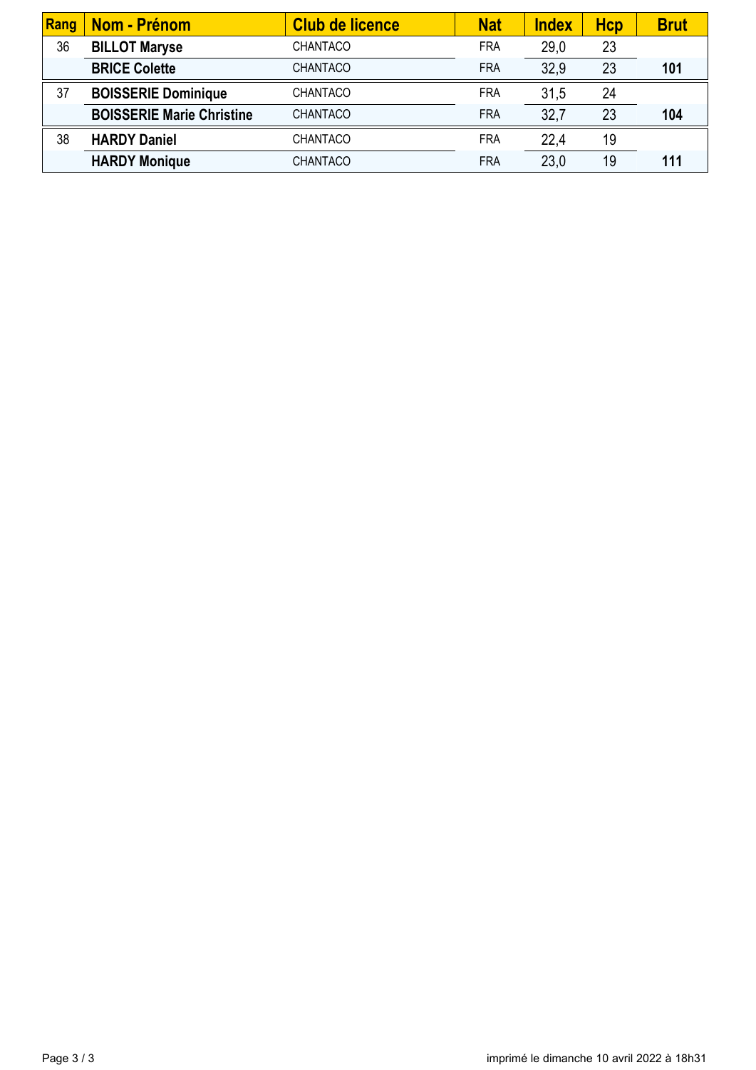| Rang | Nom - Prénom | Club de licence | Nat | Index | Hcp | Brut |
|---|---|---|---|---|---|---|
| 36 | **BILLOT Maryse** | CHANTACO | FRA | 29,0 | 23 | |
| | **BRICE Colette** | CHANTACO | FRA | 32,9 | 23 | **101** |
| 37 | **BOISSERIE Dominique** | CHANTACO | FRA | 31,5 | 24 | |
| | **BOISSERIE Marie Christine** | CHANTACO | FRA | 32,7 | 23 | **104** |
| 38 | **HARDY Daniel** | CHANTACO | FRA | 22,4 | 19 | |
| | **HARDY Monique** | CHANTACO | FRA | 23,0 | 19 | **111** |

imprimé le dimanche 10 avril 2022 à 18h31